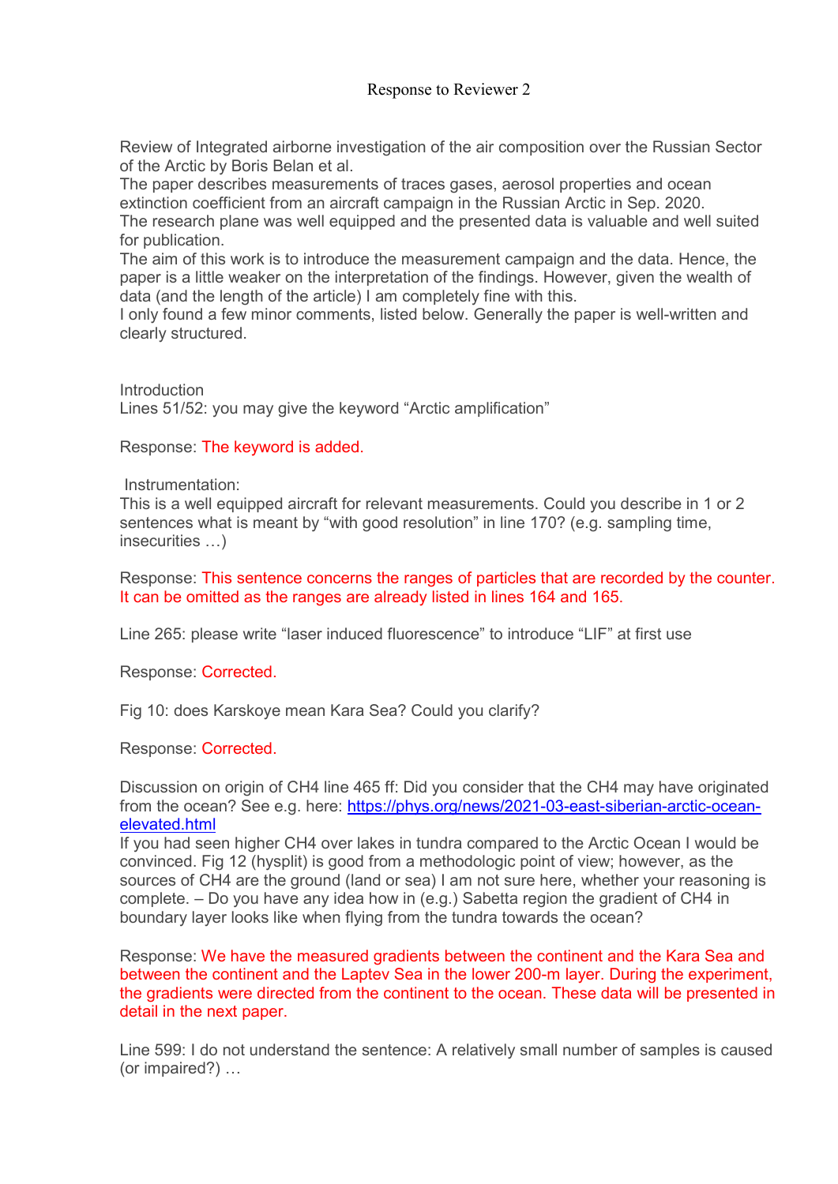# Response to Reviewer 2

Review of Integrated airborne investigation of the air composition over the Russian Sector of the Arctic by Boris Belan et al.

The paper describes measurements of traces gases, aerosol properties and ocean extinction coefficient from an aircraft campaign in the Russian Arctic in Sep. 2020.

The research plane was well equipped and the presented data is valuable and well suited for publication.

The aim of this work is to introduce the measurement campaign and the data. Hence, the paper is a little weaker on the interpretation of the findings. However, given the wealth of data (and the length of the article) I am completely fine with this.

I only found a few minor comments, listed below. Generally the paper is well-written and clearly structured.

Introduction

Lines 51/52: you may give the keyword “Arctic amplification”

Response: The keyword is added.

Instrumentation:

This is a well equipped aircraft for relevant measurements. Could you describe in 1 or 2 sentences what is meant by “with good resolution” in line 170? (e.g. sampling time, insecurities …)

Response: This sentence concerns the ranges of particles that are recorded by the counter. It can be omitted as the ranges are already listed in lines 164 and 165.

Line 265: please write “laser induced fluorescence” to introduce “LIF” at first use

Response: Corrected.

Fig 10: does Karskoye mean Kara Sea? Could you clarify?

Response: Corrected.

Discussion on origin of $CH_4$ line 465 ff: Did you consider that the $CH_4$ may have originated from the ocean? See e.g. here: [https://phys.org/news/2021-03-east-siberian-arctic-ocean-elevated.html](https://phys.org/news/2021-03-east-siberian-arctic-ocean-elevated.html)

If you had seen higher $CH_4$ over lakes in tundra compared to the Arctic Ocean I would be convinced. Fig 12 (hysplit) is good from a methodologic point of view; however, as the sources of $CH_4$ are the ground (land or sea) I am not sure here, whether your reasoning is complete. – Do you have any idea how in (e.g.) Sabetta region the gradient of $CH_4$ in boundary layer looks like when flying from the tundra towards the ocean?

Response: We have the measured gradients between the continent and the Kara Sea and between the continent and the Laptev Sea in the lower 200-m layer. During the experiment, the gradients were directed from the continent to the ocean. These data will be presented in detail in the next paper.

Line 599: I do not understand the sentence: A relatively small number of samples is caused (or impaired?) …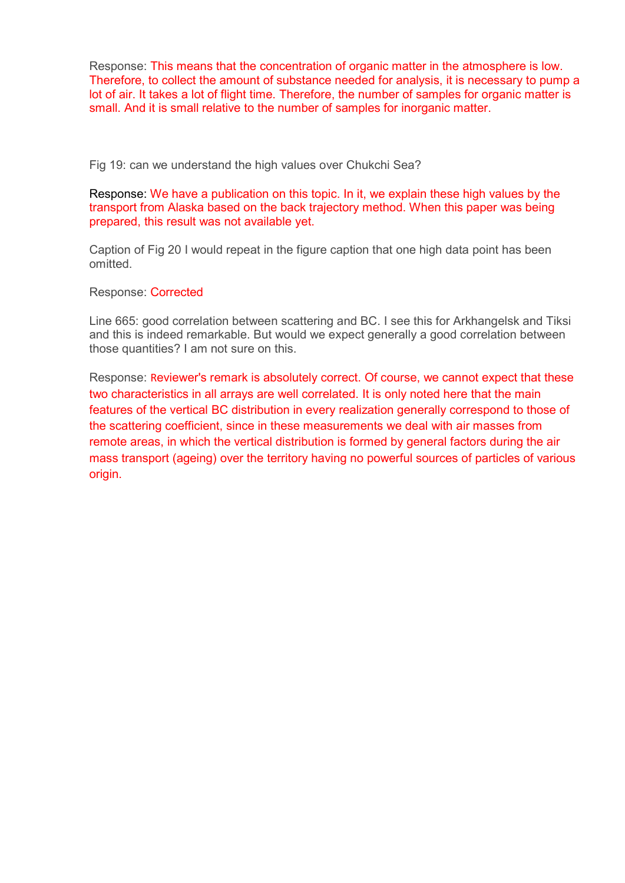Response: This means that the concentration of organic matter in the atmosphere is low. Therefore, to collect the amount of substance needed for analysis, it is necessary to pump a lot of air. It takes a lot of flight time. Therefore, the number of samples for organic matter is small. And it is small relative to the number of samples for inorganic matter.

Fig 19: can we understand the high values over Chukchi Sea?

Response: We have a publication on this topic. In it, we explain these high values by the transport from Alaska based on the back trajectory method. When this paper was being prepared, this result was not available yet.

Caption of Fig 20 I would repeat in the figure caption that one high data point has been omitted.

Response: Corrected

Line 665: good correlation between scattering and BC. I see this for Arkhangelsk and Tiksi and this is indeed remarkable. But would we expect generally a good correlation between those quantities? I am not sure on this.

Response: Reviewer's remark is absolutely correct. Of course, we cannot expect that these two characteristics in all arrays are well correlated. It is only noted here that the main features of the vertical BC distribution in every realization generally correspond to those of the scattering coefficient, since in these measurements we deal with air masses from remote areas, in which the vertical distribution is formed by general factors during the air mass transport (ageing) over the territory having no powerful sources of particles of various origin.